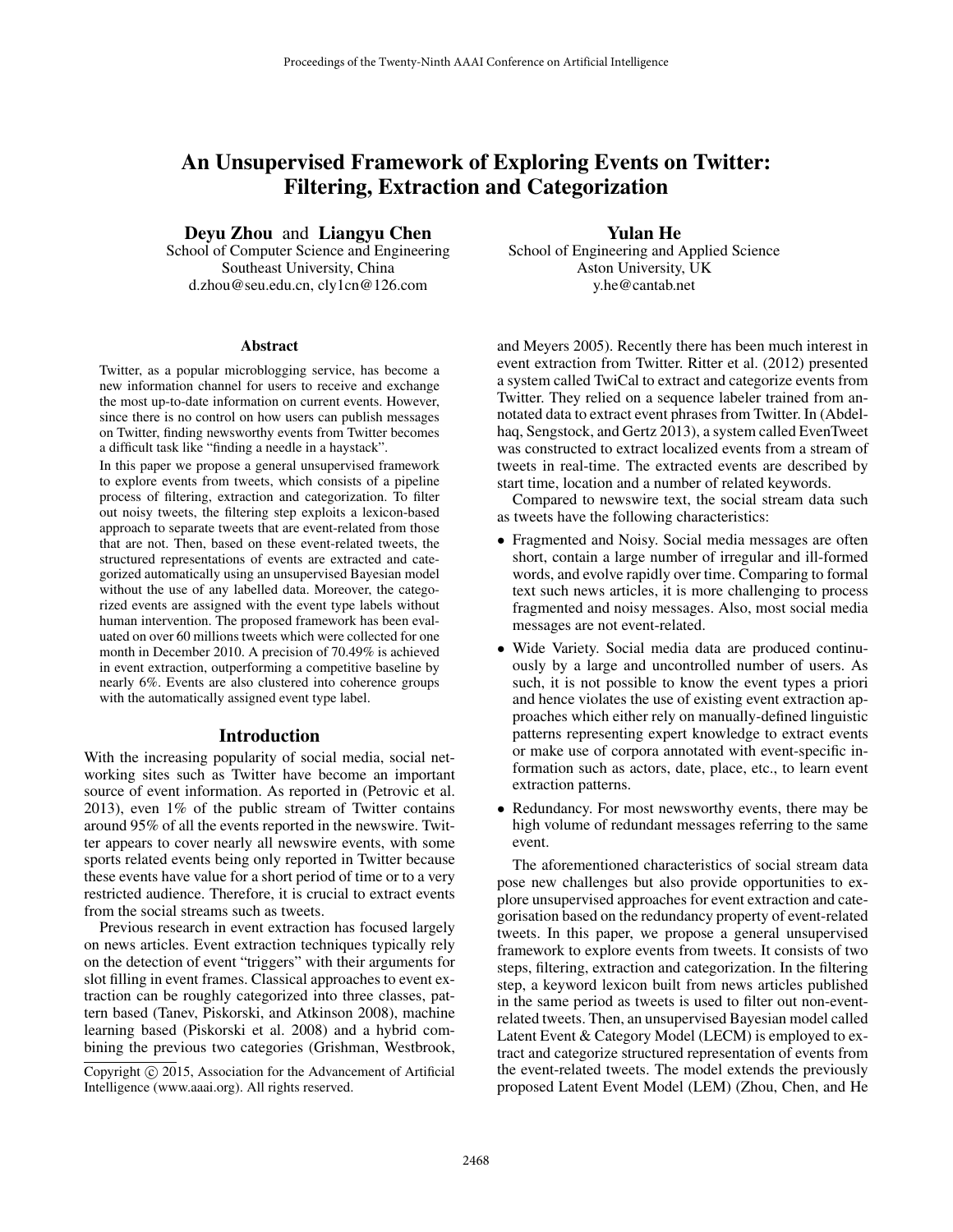# An Unsupervised Framework of Exploring Events on Twitter: Filtering, Extraction and Categorization

**Deyu Zhou** and **Liangyu Chen**
School of Computer Science and Engineering
Southeast University, China
d.zhou@seu.edu.cn, cly1cn@126.com

**Yulan He**
School of Engineering and Applied Science
Aston University, UK
y.he@cantab.net

## Abstract

Twitter, as a popular microblogging service, has become a new information channel for users to receive and exchange the most up-to-date information on current events. However, since there is no control on how users can publish messages on Twitter, finding newsworthy events from Twitter becomes a difficult task like "finding a needle in a haystack".

In this paper we propose a general unsupervised framework to explore events from tweets, which consists of a pipeline process of filtering, extraction and categorization. To filter out noisy tweets, the filtering step exploits a lexicon-based approach to separate tweets that are event-related from those that are not. Then, based on these event-related tweets, the structured representations of events are extracted and categorized automatically using an unsupervised Bayesian model without the use of any labelled data. Moreover, the categorized events are assigned with the event type labels without human intervention. The proposed framework has been evaluated on over 60 millions tweets which were collected for one month in December 2010. A precision of 70.49% is achieved in event extraction, outperforming a competitive baseline by nearly 6%. Events are also clustered into coherence groups with the automatically assigned event type label.

## Introduction

With the increasing popularity of social media, social networking sites such as Twitter have become an important source of event information. As reported in (Petrovic et al. 2013), even 1% of the public stream of Twitter contains around 95% of all the events reported in the newswire. Twitter appears to cover nearly all newswire events, with some sports related events being only reported in Twitter because these events have value for a short period of time or to a very restricted audience. Therefore, it is crucial to extract events from the social streams such as tweets.

Previous research in event extraction has focused largely on news articles. Event extraction techniques typically rely on the detection of event "triggers" with their arguments for slot filling in event frames. Classical approaches to event extraction can be roughly categorized into three classes, pattern based (Tanev, Piskorski, and Atkinson 2008), machine learning based (Piskorski et al. 2008) and a hybrid combining the previous two categories (Grishman, Westbrook, and Meyers 2005). Recently there has been much interest in event extraction from Twitter. Ritter et al. (2012) presented a system called TwiCal to extract and categorize events from Twitter. They relied on a sequence labeler trained from annotated data to extract event phrases from Twitter. In (Abdelhaq, Sengstock, and Gertz 2013), a system called EvenTweet was constructed to extract localized events from a stream of tweets in real-time. The extracted events are described by start time, location and a number of related keywords.

Compared to newswire text, the social stream data such as tweets have the following characteristics:

- Fragmented and Noisy. Social media messages are often short, contain a large number of irregular and ill-formed words, and evolve rapidly over time. Comparing to formal text such news articles, it is more challenging to process fragmented and noisy messages. Also, most social media messages are not event-related.
- Wide Variety. Social media data are produced continuously by a large and uncontrolled number of users. As such, it is not possible to know the event types a priori and hence violates the use of existing event extraction approaches which either rely on manually-defined linguistic patterns representing expert knowledge to extract events or make use of corpora annotated with event-specific information such as actors, date, place, etc., to learn event extraction patterns.
- Redundancy. For most newsworthy events, there may be high volume of redundant messages referring to the same event.

The aforementioned characteristics of social stream data pose new challenges but also provide opportunities to explore unsupervised approaches for event extraction and categorisation based on the redundancy property of event-related tweets. In this paper, we propose a general unsupervised framework to explore events from tweets. It consists of two steps, filtering, extraction and categorization. In the filtering step, a keyword lexicon built from news articles published in the same period as tweets is used to filter out non-event-related tweets. Then, an unsupervised Bayesian model called Latent Event & Category Model (LECM) is employed to extract and categorize structured representation of events from the event-related tweets. The model extends the previously proposed Latent Event Model (LEM) (Zhou, Chen, and He

Copyright © 2015, Association for the Advancement of Artificial Intelligence (www.aaai.org). All rights reserved.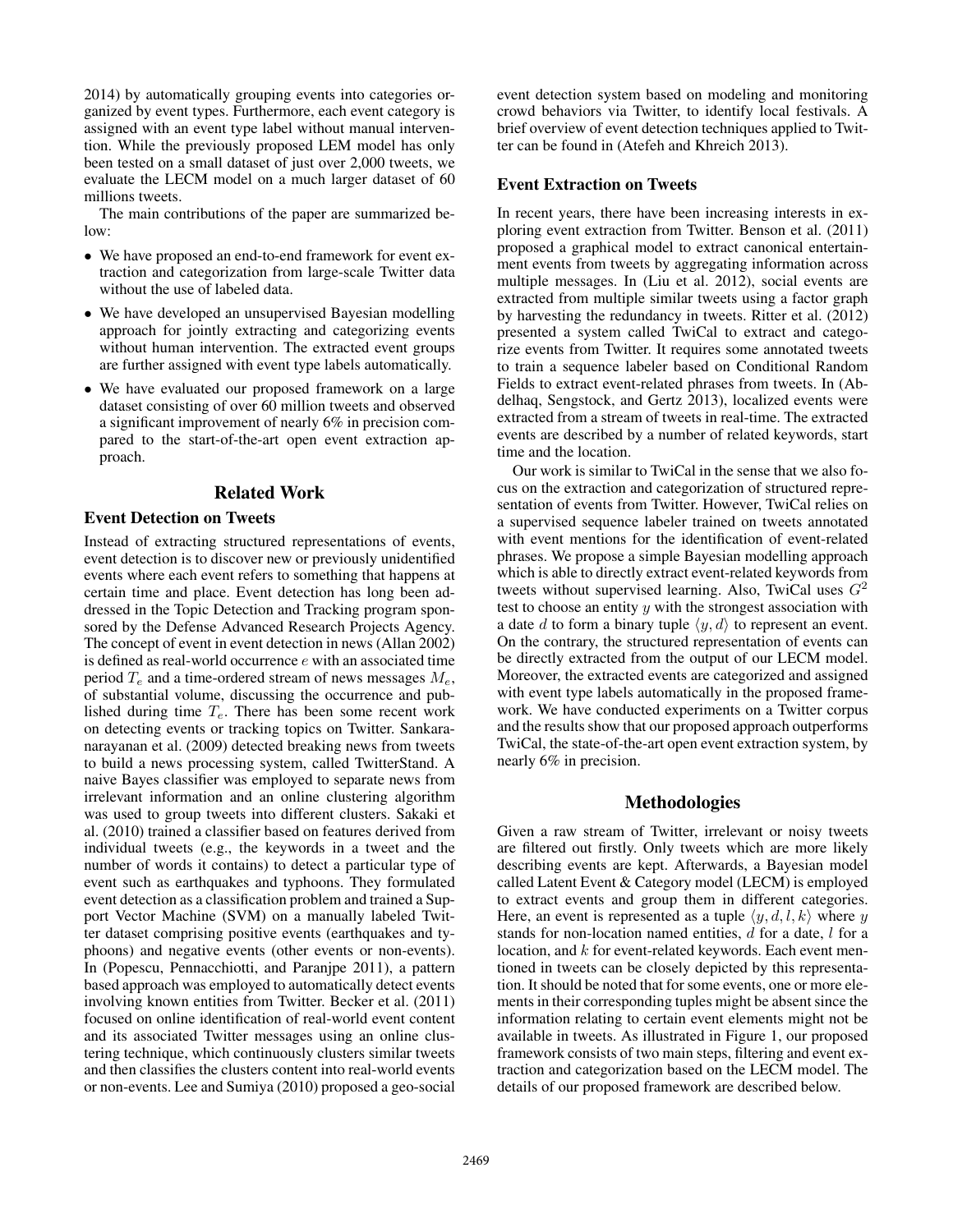2014) by automatically grouping events into categories organized by event types. Furthermore, each event category is assigned with an event type label without manual intervention. While the previously proposed LEM model has only been tested on a small dataset of just over 2,000 tweets, we evaluate the LECM model on a much larger dataset of 60 millions tweets.

The main contributions of the paper are summarized below:

- We have proposed an end-to-end framework for event extraction and categorization from large-scale Twitter data without the use of labeled data.
- We have developed an unsupervised Bayesian modelling approach for jointly extracting and categorizing events without human intervention. The extracted event groups are further assigned with event type labels automatically.
- We have evaluated our proposed framework on a large dataset consisting of over 60 million tweets and observed a significant improvement of nearly 6% in precision compared to the start-of-the-art open event extraction approach.

## Related Work

### Event Detection on Tweets

Instead of extracting structured representations of events, event detection is to discover new or previously unidentified events where each event refers to something that happens at certain time and place. Event detection has long been addressed in the Topic Detection and Tracking program sponsored by the Defense Advanced Research Projects Agency. The concept of event in event detection in news (Allan 2002) is defined as real-world occurrence $e$ with an associated time period $T_e$ and a time-ordered stream of news messages $M_e$, of substantial volume, discussing the occurrence and published during time $T_e$. There has been some recent work on detecting events or tracking topics on Twitter. Sankaranarayanan et al. (2009) detected breaking news from tweets to build a news processing system, called TwitterStand. A naive Bayes classifier was employed to separate news from irrelevant information and an online clustering algorithm was used to group tweets into different clusters. Sakaki et al. (2010) trained a classifier based on features derived from individual tweets (e.g., the keywords in a tweet and the number of words it contains) to detect a particular type of event such as earthquakes and typhoons. They formulated event detection as a classification problem and trained a Support Vector Machine (SVM) on a manually labeled Twitter dataset comprising positive events (earthquakes and typhoons) and negative events (other events or non-events). In (Popescu, Pennacchiotti, and Paranjpe 2011), a pattern based approach was employed to automatically detect events involving known entities from Twitter. Becker et al. (2011) focused on online identification of real-world event content and its associated Twitter messages using an online clustering technique, which continuously clusters similar tweets and then classifies the clusters content into real-world events or non-events. Lee and Sumiya (2010) proposed a geo-social event detection system based on modeling and monitoring crowd behaviors via Twitter, to identify local festivals. A brief overview of event detection techniques applied to Twitter can be found in (Atefeh and Khreich 2013).

### Event Extraction on Tweets

In recent years, there have been increasing interests in exploring event extraction from Twitter. Benson et al. (2011) proposed a graphical model to extract canonical entertainment events from tweets by aggregating information across multiple messages. In (Liu et al. 2012), social events are extracted from multiple similar tweets using a factor graph by harvesting the redundancy in tweets. Ritter et al. (2012) presented a system called TwiCal to extract and categorize events from Twitter. It requires some annotated tweets to train a sequence labeler based on Conditional Random Fields to extract event-related phrases from tweets. In (Abdelhaq, Sengstock, and Gertz 2013), localized events were extracted from a stream of tweets in real-time. The extracted events are described by a number of related keywords, start time and the location.

Our work is similar to TwiCal in the sense that we also focus on the extraction and categorization of structured representation of events from Twitter. However, TwiCal relies on a supervised sequence labeler trained on tweets annotated with event mentions for the identification of event-related phrases. We propose a simple Bayesian modelling approach which is able to directly extract event-related keywords from tweets without supervised learning. Also, TwiCal uses $G^2$ test to choose an entity $y$ with the strongest association with a date $d$ to form a binary tuple $\langle y, d \rangle$ to represent an event. On the contrary, the structured representation of events can be directly extracted from the output of our LECM model. Moreover, the extracted events are categorized and assigned with event type labels automatically in the proposed framework. We have conducted experiments on a Twitter corpus and the results show that our proposed approach outperforms TwiCal, the state-of-the-art open event extraction system, by nearly 6% in precision.

## Methodologies

Given a raw stream of Twitter, irrelevant or noisy tweets are filtered out firstly. Only tweets which are more likely describing events are kept. Afterwards, a Bayesian model called Latent Event & Category model (LECM) is employed to extract events and group them in different categories. Here, an event is represented as a tuple $\langle y, d, l, k \rangle$ where $y$ stands for non-location named entities, $d$ for a date, $l$ for a location, and $k$ for event-related keywords. Each event mentioned in tweets can be closely depicted by this representation. It should be noted that for some events, one or more elements in their corresponding tuples might be absent since the information relating to certain event elements might not be available in tweets. As illustrated in Figure 1, our proposed framework consists of two main steps, filtering and event extraction and categorization based on the LECM model. The details of our proposed framework are described below.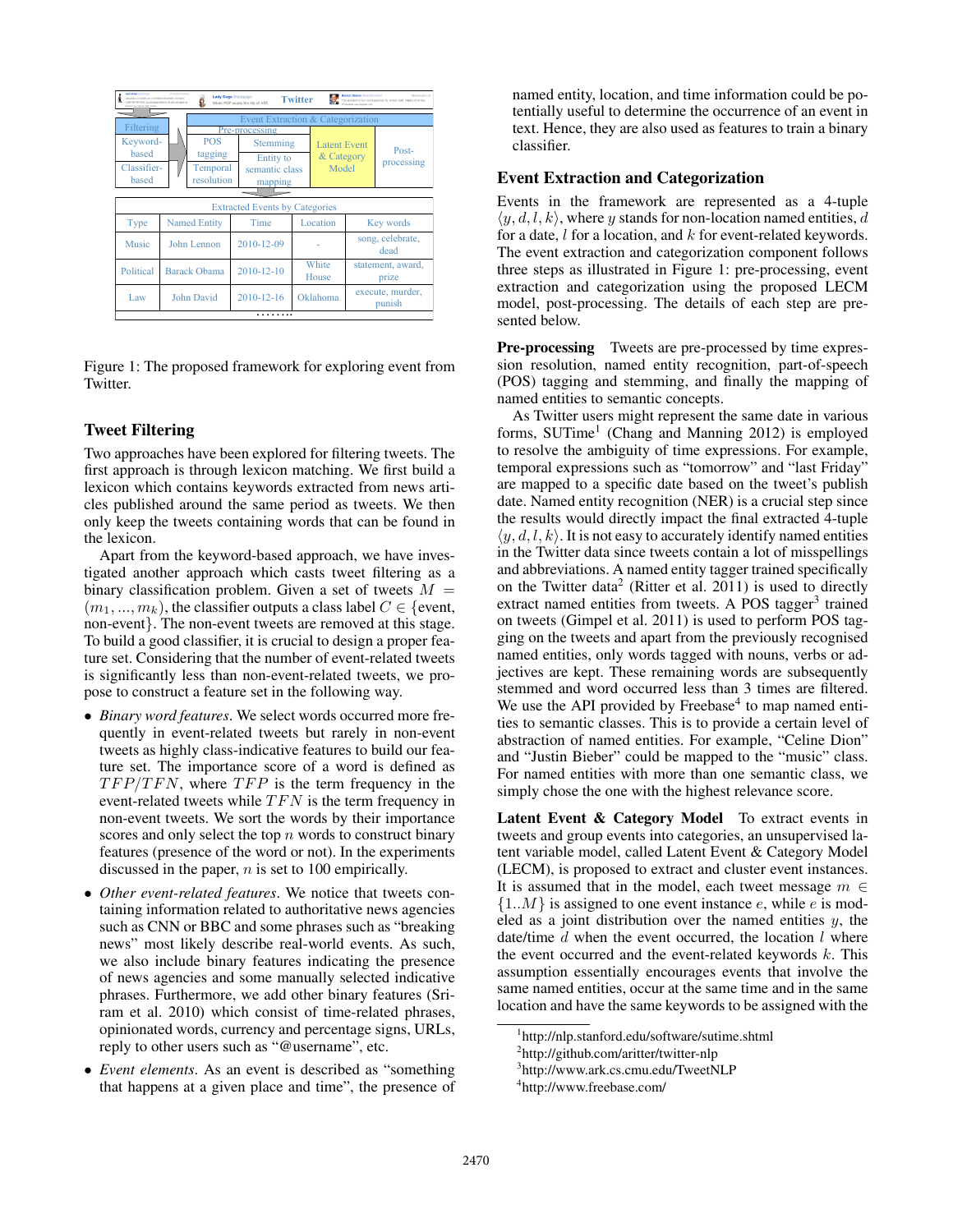| Type | Named Entity | Time | Location | Key words |
| --- | --- | --- | --- | --- |
| Music | John Lennon | 2010-12-09 | - | song, celebrate, dead |
| Political | Barack Obama | 2010-12-10 | White House | statement, award, prize |
| Law | John David | 2010-12-16 | Oklahoma | execute, murder, punish |

Figure 1: The proposed framework for exploring event from Twitter.

## Tweet Filtering

Two approaches have been explored for filtering tweets. The first approach is through lexicon matching. We first build a lexicon which contains keywords extracted from news articles published around the same period as tweets. We then only keep the tweets containing words that can be found in the lexicon.

Apart from the keyword-based approach, we have investigated another approach which casts tweet filtering as a binary classification problem. Given a set of tweets $M = (m_1, ..., m_k)$, the classifier outputs a class label $C \in \{\text{event}, \text{non-event}\}$. The non-event tweets are removed at this stage. To build a good classifier, it is crucial to design a proper feature set. Considering that the number of event-related tweets is significantly less than non-event-related tweets, we propose to construct a feature set in the following way.

- *Binary word features*. We select words occurred more frequently in event-related tweets but rarely in non-event tweets as highly class-indicative features to build our feature set. The importance score of a word is defined as $TFP/TFN$, where $TFP$ is the term frequency in the event-related tweets while $TFN$ is the term frequency in non-event tweets. We sort the words by their importance scores and only select the top $n$ words to construct binary features (presence of the word or not). In the experiments discussed in the paper, $n$ is set to 100 empirically.
- *Other event-related features*. We notice that tweets containing information related to authoritative news agencies such as CNN or BBC and some phrases such as "breaking news" most likely describe real-world events. As such, we also include binary features indicating the presence of news agencies and some manually selected indicative phrases. Furthermore, we add other binary features (Sriram et al. 2010) which consist of time-related phrases, opinionated words, currency and percentage signs, URLs, reply to other users such as "@username", etc.
- *Event elements*. As an event is described as "something that happens at a given place and time", the presence of named entity, location, and time information could be potentially useful to determine the occurrence of an event in text. Hence, they are also used as features to train a binary classifier.

## Event Extraction and Categorization

Events in the framework are represented as a 4-tuple $\langle y, d, l, k \rangle$, where $y$ stands for non-location named entities, $d$ for a date, $l$ for a location, and $k$ for event-related keywords. The event extraction and categorization component follows three steps as illustrated in Figure 1: pre-processing, event extraction and categorization using the proposed LECM model, post-processing. The details of each step are presented below.

**Pre-processing** Tweets are pre-processed by time expression resolution, named entity recognition, part-of-speech (POS) tagging and stemming, and finally the mapping of named entities to semantic concepts.

As Twitter users might represent the same date in various forms, SUTime[1] (Chang and Manning 2012) is employed to resolve the ambiguity of time expressions. For example, temporal expressions such as "tomorrow" and "last Friday" are mapped to a specific date based on the tweet's publish date. Named entity recognition (NER) is a crucial step since the results would directly impact the final extracted 4-tuple $\langle y, d, l, k \rangle$. It is not easy to accurately identify named entities in the Twitter data since tweets contain a lot of misspellings and abbreviations. A named entity tagger trained specifically on the Twitter data[2] (Ritter et al. 2011) is used to directly extract named entities from tweets. A POS tagger[3] trained on tweets (Gimpel et al. 2011) is used to perform POS tagging on the tweets and apart from the previously recognised named entities, only words tagged with nouns, verbs or adjectives are kept. These remaining words are subsequently stemmed and word occurred less than 3 times are filtered. We use the API provided by Freebase[4] to map named entities to semantic classes. This is to provide a certain level of abstraction of named entities. For example, "Celine Dion" and "Justin Bieber" could be mapped to the "music" class. For named entities with more than one semantic class, we simply chose the one with the highest relevance score.

**Latent Event & Category Model** To extract events in tweets and group events into categories, an unsupervised latent variable model, called Latent Event & Category Model (LECM), is proposed to extract and cluster event instances. It is assumed that in the model, each tweet message $m \in \{1..M\}$ is assigned to one event instance $e$, while $e$ is modeled as a joint distribution over the named entities $y$, the date/time $d$ when the event occurred, the location $l$ where the event occurred and the event-related keywords $k$. This assumption essentially encourages events that involve the same named entities, occur at the same time and in the same location and have the same keywords to be assigned with the

[1] http://nlp.stanford.edu/software/sutime.shtml

[2] http://github.com/aritter/twitter-nlp

[3] http://www.ark.cs.cmu.edu/TweetNLP

[4] http://www.freebase.com/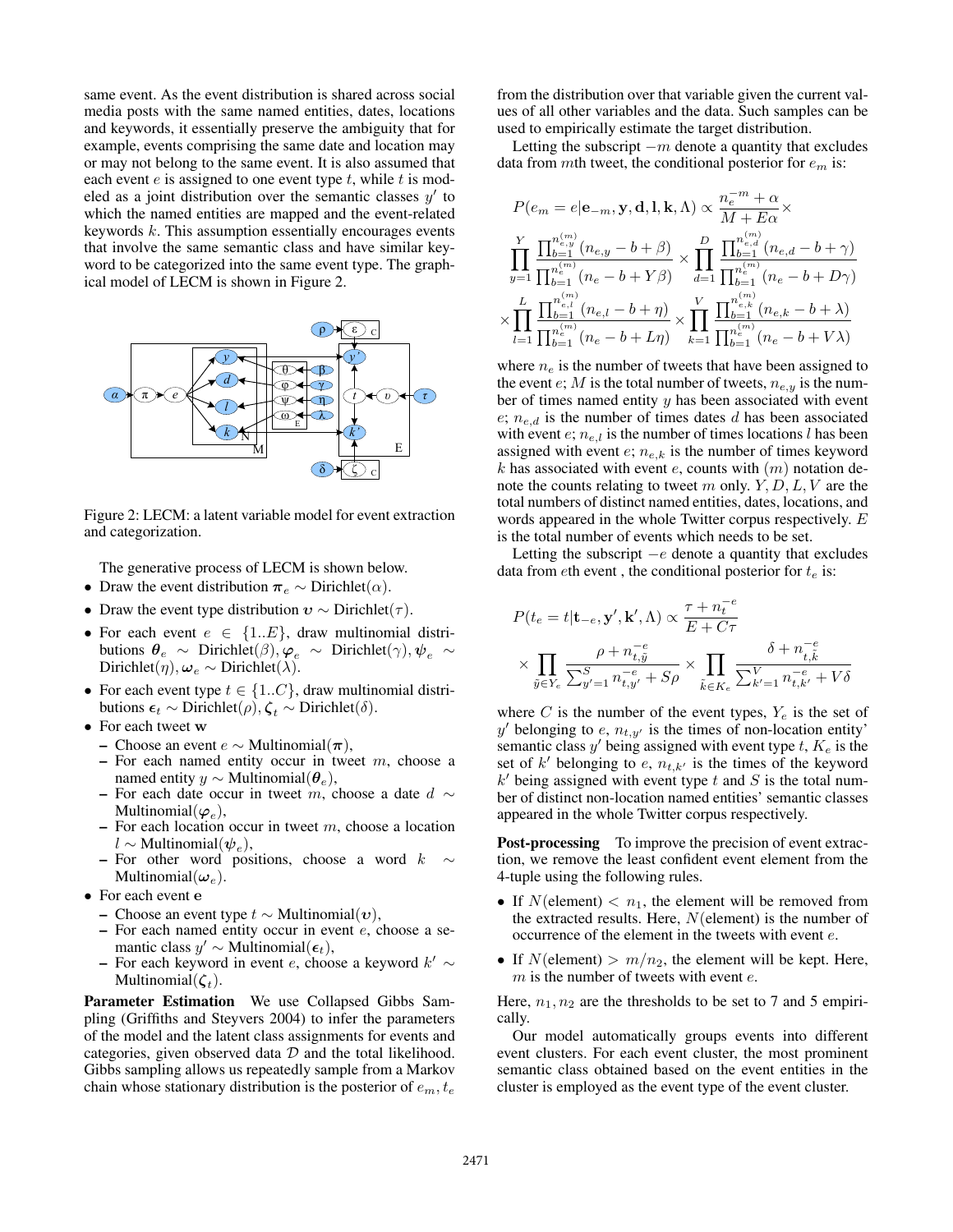same event. As the event distribution is shared across social media posts with the same named entities, dates, locations and keywords, it essentially preserve the ambiguity that for example, events comprising the same date and location may or may not belong to the same event. It is also assumed that each event $e$ is assigned to one event type $t$, while $t$ is modeled as a joint distribution over the semantic classes $y'$ to which the named entities are mapped and the event-related keywords $k$. This assumption essentially encourages events that involve the same semantic class and have similar keyword to be categorized into the same event type. The graphical model of LECM is shown in Figure 2.

Figure 2: LECM: a latent variable model for event extraction and categorization.

The generative process of LECM is shown below.

- Draw the event distribution $\boldsymbol{\pi}_e \sim$ Dirichlet($\alpha$).
- Draw the event type distribution $\boldsymbol{\upsilon} \sim$ Dirichlet($\tau$).
- For each event $e \in \{1..E\}$, draw multinomial distributions $\boldsymbol{\theta}_e \sim$ Dirichlet($\beta$), $\boldsymbol{\varphi}_e \sim$ Dirichlet($\gamma$), $\boldsymbol{\psi}_e \sim$ Dirichlet($\eta$), $\boldsymbol{\omega}_e \sim$ Dirichlet($\lambda$).
- For each event type $t \in \{1..C\}$, draw multinomial distributions $\boldsymbol{\epsilon}_t \sim$ Dirichlet($\rho$), $\boldsymbol{\zeta}_t \sim$ Dirichlet($\delta$).
- For each tweet $\mathbf{w}$
  - Choose an event $e \sim$ Multinomial($\boldsymbol{\pi}$),
  - For each named entity occur in tweet $m$, choose a named entity $y \sim$ Multinomial($\boldsymbol{\theta}_e$),
  - For each date occur in tweet $m$, choose a date $d \sim$ Multinomial($\boldsymbol{\varphi}_e$),
  - For each location occur in tweet $m$, choose a location $l \sim$ Multinomial($\boldsymbol{\psi}_e$),
  - For other word positions, choose a word $k \sim$ Multinomial($\boldsymbol{\omega}_e$).
- For each event $\mathbf{e}$
  - Choose an event type $t \sim$ Multinomial($\boldsymbol{\upsilon}$),
  - For each named entity occur in event $e$, choose a semantic class $y' \sim$ Multinomial($\boldsymbol{\epsilon}_t$),
  - For each keyword in event $e$, choose a keyword $k' \sim$ Multinomial($\boldsymbol{\zeta}_t$).

**Parameter Estimation** We use Collapsed Gibbs Sampling (Griffiths and Steyvers 2004) to infer the parameters of the model and the latent class assignments for events and categories, given observed data $\mathcal{D}$ and the total likelihood. Gibbs sampling allows us repeatedly sample from a Markov chain whose stationary distribution is the posterior of $e_m, t_e$ from the distribution over that variable given the current values of all other variables and the data. Such samples can be used to empirically estimate the target distribution.

Letting the subscript $-m$ denote a quantity that excludes data from $m$th tweet, the conditional posterior for $e_m$ is:

$$
\begin{aligned}
&P(e_m = e|\mathbf{e}_{-m}, \mathbf{y}, \mathbf{d}, \mathbf{l}, \mathbf{k}, \Lambda) \propto \frac{n_e^{-m} + \alpha}{M + E\alpha} \times \\
&\prod_{y=1}^{Y} \frac{\prod_{b=1}^{n_{e,y}^{(m)}} (n_{e,y} - b + \beta)}{\prod_{b=1}^{n_e^{(m)}} (n_e - b + Y\beta)} \times \prod_{d=1}^{D} \frac{\prod_{b=1}^{n_{e,d}^{(m)}} (n_{e,d} - b + \gamma)}{\prod_{b=1}^{n_e^{(m)}} (n_e - b + D\gamma)} \\
&\times \prod_{l=1}^{L} \frac{\prod_{b=1}^{n_{e,l}^{(m)}} (n_{e,l} - b + \eta)}{\prod_{b=1}^{n_e^{(m)}} (n_e - b + L\eta)} \times \prod_{k=1}^{V} \frac{\prod_{b=1}^{n_{e,k}^{(m)}} (n_{e,k} - b + \lambda)}{\prod_{b=1}^{n_e^{(m)}} (n_e - b + V\lambda)}
\end{aligned}
$$

where $n_e$ is the number of tweets that have been assigned to the event $e$; $M$ is the total number of tweets, $n_{e,y}$ is the number of times named entity $y$ has been associated with event $e$; $n_{e,d}$ is the number of times dates $d$ has been associated with event $e$; $n_{e,l}$ is the number of times locations $l$ has been assigned with event $e$; $n_{e,k}$ is the number of times keyword $k$ has associated with event $e$, counts with $(m)$ notation denote the counts relating to tweet $m$ only. $Y, D, L, V$ are the total numbers of distinct named entities, dates, locations, and words appeared in the whole Twitter corpus respectively. $E$ is the total number of events which needs to be set.

Letting the subscript $-e$ denote a quantity that excludes data from $e$th event , the conditional posterior for $t_e$ is:

$$
\begin{aligned}
&P(t_e = t|\mathbf{t}_{-e}, \mathbf{y}', \mathbf{k}', \Lambda) \propto \frac{\tau + n_t^{-e}}{E + C\tau} \\
&\times \prod_{\tilde{y} \in Y_e} \frac{\rho + n_{t,\tilde{y}}^{-e}}{\sum_{y'=1}^{S} n_{t,y'}^{-e} + S\rho} \times \prod_{\tilde{k} \in K_e} \frac{\delta + n_{t,\tilde{k}}^{-e}}{\sum_{k'=1}^{V} n_{t,k'}^{-e} + V\delta}
\end{aligned}
$$

where $C$ is the number of the event types, $Y_e$ is the set of $y'$ belonging to $e$, $n_{t,y'}$ is the times of non-location entity' semantic class $y'$ being assigned with event type $t$, $K_e$ is the set of $k'$ belonging to $e$, $n_{t,k'}$ is the times of the keyword $k'$ being assigned with event type $t$ and $S$ is the total number of distinct non-location named entities' semantic classes appeared in the whole Twitter corpus respectively.

**Post-processing** To improve the precision of event extraction, we remove the least confident event element from the 4-tuple using the following rules.

- If $N(\text{element}) < n_1$, the element will be removed from the extracted results. Here, $N(\text{element})$ is the number of occurrence of the element in the tweets with event $e$.
- If $N(\text{element}) > m/n_2$, the element will be kept. Here, $m$ is the number of tweets with event $e$.

Here, $n_1, n_2$ are the thresholds to be set to 7 and 5 empirically.

Our model automatically groups events into different event clusters. For each event cluster, the most prominent semantic class obtained based on the event entities in the cluster is employed as the event type of the event cluster.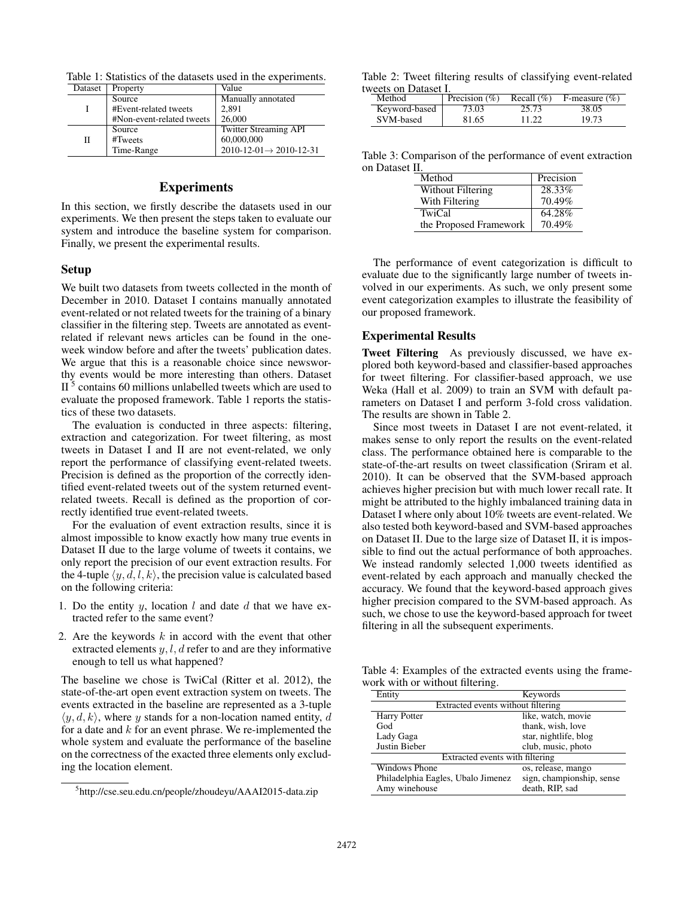Table 1: Statistics of the datasets used in the experiments.

| Dataset | Property | Value |
|---|---|---|
| I | Source | Manually annotated |
| | #Event-related tweets | 2,891 |
| | #Non-event-related tweets | 26,000 |
| II | Source | Twitter Streaming API |
| | #Tweets | 60,000,000 |
| | Time-Range | 2010-12-01→ 2010-12-31 |

## Experiments

In this section, we firstly describe the datasets used in our experiments. We then present the steps taken to evaluate our system and introduce the baseline system for comparison. Finally, we present the experimental results.

### Setup

We built two datasets from tweets collected in the month of December in 2010. Dataset I contains manually annotated event-related or not related tweets for the training of a binary classifier in the filtering step. Tweets are annotated as event-related if relevant news articles can be found in the one-week window before and after the tweets' publication dates. We argue that this is a reasonable choice since newsworthy events would be more interesting than others. Dataset II [5] contains 60 millions unlabelled tweets which are used to evaluate the proposed framework. Table 1 reports the statistics of these two datasets.

The evaluation is conducted in three aspects: filtering, extraction and categorization. For tweet filtering, as most tweets in Dataset I and II are not event-related, we only report the performance of classifying event-related tweets. Precision is defined as the proportion of the correctly identified event-related tweets out of the system returned event-related tweets. Recall is defined as the proportion of correctly identified true event-related tweets.

For the evaluation of event extraction results, since it is almost impossible to know exactly how many true events in Dataset II due to the large volume of tweets it contains, we only report the precision of our event extraction results. For the 4-tuple $\langle y, d, l, k \rangle$, the precision value is calculated based on the following criteria:

1. Do the entity $y$, location $l$ and date $d$ that we have extracted refer to the same event?
2. Are the keywords $k$ in accord with the event that other extracted elements $y, l, d$ refer to and are they informative enough to tell us what happened?

The baseline we chose is TwiCal (Ritter et al. 2012), the state-of-the-art open event extraction system on tweets. The events extracted in the baseline are represented as a 3-tuple $\langle y, d, k \rangle$, where $y$ stands for a non-location named entity, $d$ for a date and $k$ for an event phrase. We re-implemented the whole system and evaluate the performance of the baseline on the correctness of the exacted three elements only excluding the location element.

[5] http://cse.seu.edu.cn/people/zhoudeyu/AAAI2015-data.zip

Table 2: Tweet filtering results of classifying event-related tweets on Dataset I.

| Method | Precision (%) | Recall (%) | F-measure (%) |
|---|---|---|---|
| Keyword-based | 73.03 | 25.73 | 38.05 |
| SVM-based | 81.65 | 11.22 | 19.73 |

Table 3: Comparison of the performance of event extraction on Dataset II.

| Method | Precision |
|---|---|
| Without Filtering | 28.33% |
| With Filtering | 70.49% |
| TwiCal | 64.28% |
| the Proposed Framework | 70.49% |

The performance of event categorization is difficult to evaluate due to the significantly large number of tweets involved in our experiments. As such, we only present some event categorization examples to illustrate the feasibility of our proposed framework.

### Experimental Results

**Tweet Filtering** As previously discussed, we have explored both keyword-based and classifier-based approaches for tweet filtering. For classifier-based approach, we use Weka (Hall et al. 2009) to train an SVM with default parameters on Dataset I and perform 3-fold cross validation. The results are shown in Table 2.

Since most tweets in Dataset I are not event-related, it makes sense to only report the results on the event-related class. The performance obtained here is comparable to the state-of-the-art results on tweet classification (Sriram et al. 2010). It can be observed that the SVM-based approach achieves higher precision but with much lower recall rate. It might be attributed to the highly imbalanced training data in Dataset I where only about 10% tweets are event-related. We also tested both keyword-based and SVM-based approaches on Dataset II. Due to the large size of Dataset II, it is impossible to find out the actual performance of both approaches. We instead randomly selected 1,000 tweets identified as event-related by each approach and manually checked the accuracy. We found that the keyword-based approach gives higher precision compared to the SVM-based approach. As such, we chose to use the keyword-based approach for tweet filtering in all the subsequent experiments.

Table 4: Examples of the extracted events using the framework with or without filtering.

| Entity | Keywords |
|---|---|
| Extracted events without filtering | |
| Harry Potter | like, watch, movie |
| God | thank, wish, love |
| Lady Gaga | star, nightlife, blog |
| Justin Bieber | club, music, photo |
| Extracted events with filtering | |
| Windows Phone | os, release, mango |
| Philadelphia Eagles, Ubalo Jimenez | sign, championship, sense |
| Amy winehouse | death, RIP, sad |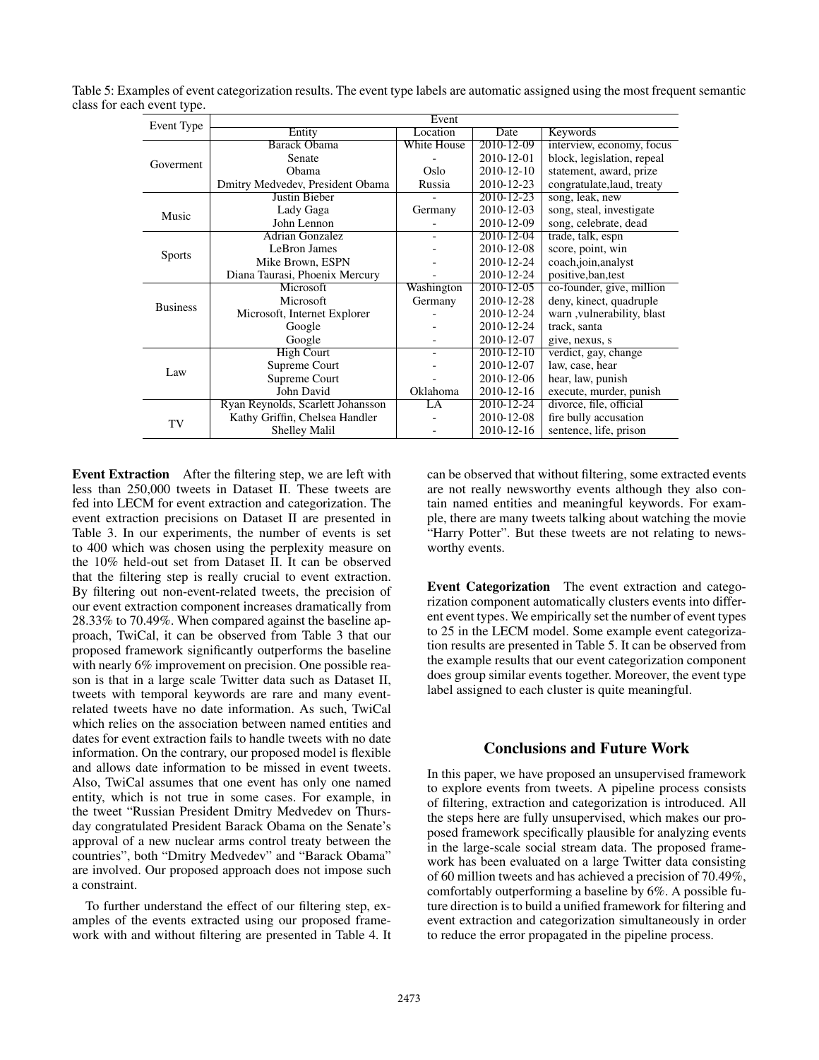Table 5: Examples of event categorization results. The event type labels are automatic assigned using the most frequent semantic class for each event type.

| Event Type | Event | | | |
|---|---|---|---|---|
| | Entity | Location | Date | Keywords |
| Goverment | Barack Obama | White House | 2010-12-09 | interview, economy, focus |
| | Senate | - | 2010-12-01 | block, legislation, repeal |
| | Obama | Oslo | 2010-12-10 | statement, award, prize |
| | Dmitry Medvedev, President Obama | Russia | 2010-12-23 | congratulate,laud, treaty |
| Music | Justin Bieber | - | 2010-12-23 | song, leak, new |
| | Lady Gaga | Germany | 2010-12-03 | song, steal, investigate |
| | John Lennon | - | 2010-12-09 | song, celebrate, dead |
| Sports | Adrian Gonzalez | - | 2010-12-04 | trade, talk, espn |
| | LeBron James | - | 2010-12-08 | score, point, win |
| | Mike Brown, ESPN | - | 2010-12-24 | coach,join,analyst |
| | Diana Taurasi, Phoenix Mercury | - | 2010-12-24 | positive,ban,test |
| Business | Microsoft | Washington | 2010-12-05 | co-founder, give, million |
| | Microsoft | Germany | 2010-12-28 | deny, kinect, quadruple |
| | Microsoft, Internet Explorer | - | 2010-12-24 | warn ,vulnerability, blast |
| | Google | - | 2010-12-24 | track, santa |
| | Google | - | 2010-12-07 | give, nexus, s |
| Law | High Court | - | 2010-12-10 | verdict, gay, change |
| | Supreme Court | - | 2010-12-07 | law, case, hear |
| | Supreme Court | - | 2010-12-06 | hear, law, punish |
| | John David | Oklahoma | 2010-12-16 | execute, murder, punish |
| TV | Ryan Reynolds, Scarlett Johansson | LA | 2010-12-24 | divorce, file, official |
| | Kathy Griffin, Chelsea Handler | - | 2010-12-08 | fire bully accusation |
| | Shelley Malil | - | 2010-12-16 | sentence, life, prison |

**Event Extraction** After the filtering step, we are left with less than 250,000 tweets in Dataset II. These tweets are fed into LECM for event extraction and categorization. The event extraction precisions on Dataset II are presented in Table 3. In our experiments, the number of events is set to 400 which was chosen using the perplexity measure on the 10% held-out set from Dataset II. It can be observed that the filtering step is really crucial to event extraction. By filtering out non-event-related tweets, the precision of our event extraction component increases dramatically from 28.33% to 70.49%. When compared against the baseline approach, TwiCal, it can be observed from Table 3 that our proposed framework significantly outperforms the baseline with nearly 6% improvement on precision. One possible reason is that in a large scale Twitter data such as Dataset II, tweets with temporal keywords are rare and many event-related tweets have no date information. As such, TwiCal which relies on the association between named entities and dates for event extraction fails to handle tweets with no date information. On the contrary, our proposed model is flexible and allows date information to be missed in event tweets. Also, TwiCal assumes that one event has only one named entity, which is not true in some cases. For example, in the tweet "Russian President Dmitry Medvedev on Thursday congratulated President Barack Obama on the Senate's approval of a new nuclear arms control treaty between the countries", both "Dmitry Medvedev" and "Barack Obama" are involved. Our proposed approach does not impose such a constraint.

To further understand the effect of our filtering step, examples of the events extracted using our proposed framework with and without filtering are presented in Table 4. It can be observed that without filtering, some extracted events are not really newsworthy events although they also contain named entities and meaningful keywords. For example, there are many tweets talking about watching the movie "Harry Potter". But these tweets are not relating to newsworthy events.

**Event Categorization** The event extraction and categorization component automatically clusters events into different event types. We empirically set the number of event types to 25 in the LECM model. Some example event categorization results are presented in Table 5. It can be observed from the example results that our event categorization component does group similar events together. Moreover, the event type label assigned to each cluster is quite meaningful.

## Conclusions and Future Work

In this paper, we have proposed an unsupervised framework to explore events from tweets. A pipeline process consists of filtering, extraction and categorization is introduced. All the steps here are fully unsupervised, which makes our proposed framework specifically plausible for analyzing events in the large-scale social stream data. The proposed framework has been evaluated on a large Twitter data consisting of 60 million tweets and has achieved a precision of 70.49%, comfortably outperforming a baseline by 6%. A possible future direction is to build a unified framework for filtering and event extraction and categorization simultaneously in order to reduce the error propagated in the pipeline process.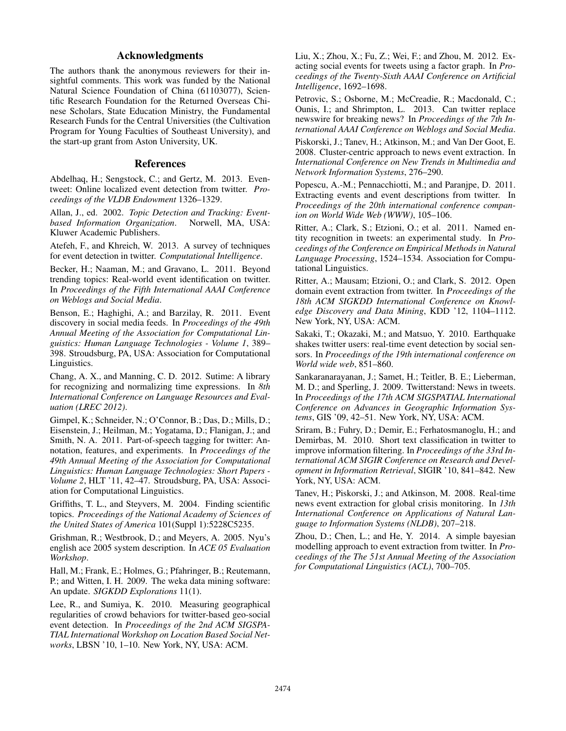## Acknowledgments

The authors thank the anonymous reviewers for their insightful comments. This work was funded by the National Natural Science Foundation of China (61103077), Scientific Research Foundation for the Returned Overseas Chinese Scholars, State Education Ministry, the Fundamental Research Funds for the Central Universities (the Cultivation Program for Young Faculties of Southeast University), and the start-up grant from Aston University, UK.

## References

Abdelhaq, H.; Sengstock, C.; and Gertz, M. 2013. Eventweet: Online localized event detection from twitter. *Proceedings of the VLDB Endowment* 1326–1329.

Allan, J., ed. 2002. *Topic Detection and Tracking: Event-based Information Organization*. Norwell, MA, USA: Kluwer Academic Publishers.

Atefeh, F., and Khreich, W. 2013. A survey of techniques for event detection in twitter. *Computational Intelligence*.

Becker, H.; Naaman, M.; and Gravano, L. 2011. Beyond trending topics: Real-world event identification on twitter. In *Proceedings of the Fifth International AAAI Conference on Weblogs and Social Media*.

Benson, E.; Haghighi, A.; and Barzilay, R. 2011. Event discovery in social media feeds. In *Proceedings of the 49th Annual Meeting of the Association for Computational Linguistics: Human Language Technologies - Volume 1*, 389–398. Stroudsburg, PA, USA: Association for Computational Linguistics.

Chang, A. X., and Manning, C. D. 2012. Sutime: A library for recognizing and normalizing time expressions. In *8th International Conference on Language Resources and Evaluation (LREC 2012)*.

Gimpel, K.; Schneider, N.; O'Connor, B.; Das, D.; Mills, D.; Eisenstein, J.; Heilman, M.; Yogatama, D.; Flanigan, J.; and Smith, N. A. 2011. Part-of-speech tagging for twitter: Annotation, features, and experiments. In *Proceedings of the 49th Annual Meeting of the Association for Computational Linguistics: Human Language Technologies: Short Papers - Volume 2*, HLT '11, 42–47. Stroudsburg, PA, USA: Association for Computational Linguistics.

Griffiths, T. L., and Steyvers, M. 2004. Finding scientific topics. *Proceedings of the National Academy of Sciences of the United States of America* 101(Suppl 1):5228C5235.

Grishman, R.; Westbrook, D.; and Meyers, A. 2005. Nyu's english ace 2005 system description. In *ACE 05 Evaluation Workshop*.

Hall, M.; Frank, E.; Holmes, G.; Pfahringer, B.; Reutemann, P.; and Witten, I. H. 2009. The weka data mining software: An update. *SIGKDD Explorations* 11(1).

Lee, R., and Sumiya, K. 2010. Measuring geographical regularities of crowd behaviors for twitter-based geo-social event detection. In *Proceedings of the 2nd ACM SIGSPATIAL International Workshop on Location Based Social Networks*, LBSN '10, 1–10. New York, NY, USA: ACM.

Liu, X.; Zhou, X.; Fu, Z.; Wei, F.; and Zhou, M. 2012. Exacting social events for tweets using a factor graph. In *Proceedings of the Twenty-Sixth AAAI Conference on Artificial Intelligence*, 1692–1698.

Petrovic, S.; Osborne, M.; McCreadie, R.; Macdonald, C.; Ounis, I.; and Shrimpton, L. 2013. Can twitter replace newswire for breaking news? In *Proceedings of the 7th International AAAI Conference on Weblogs and Social Media*.

Piskorski, J.; Tanev, H.; Atkinson, M.; and Van Der Goot, E. 2008. Cluster-centric approach to news event extraction. In *International Conference on New Trends in Multimedia and Network Information Systems*, 276–290.

Popescu, A.-M.; Pennacchiotti, M.; and Paranjpe, D. 2011. Extracting events and event descriptions from twitter. In *Proceedings of the 20th international conference companion on World Wide Web (WWW)*, 105–106.

Ritter, A.; Clark, S.; Etzioni, O.; et al. 2011. Named entity recognition in tweets: an experimental study. In *Proceedings of the Conference on Empirical Methods in Natural Language Processing*, 1524–1534. Association for Computational Linguistics.

Ritter, A.; Mausam; Etzioni, O.; and Clark, S. 2012. Open domain event extraction from twitter. In *Proceedings of the 18th ACM SIGKDD International Conference on Knowledge Discovery and Data Mining*, KDD '12, 1104–1112. New York, NY, USA: ACM.

Sakaki, T.; Okazaki, M.; and Matsuo, Y. 2010. Earthquake shakes twitter users: real-time event detection by social sensors. In *Proceedings of the 19th international conference on World wide web*, 851–860.

Sankaranarayanan, J.; Samet, H.; Teitler, B. E.; Lieberman, M. D.; and Sperling, J. 2009. Twitterstand: News in tweets. In *Proceedings of the 17th ACM SIGSPATIAL International Conference on Advances in Geographic Information Systems*, GIS '09, 42–51. New York, NY, USA: ACM.

Sriram, B.; Fuhry, D.; Demir, E.; Ferhatosmanoglu, H.; and Demirbas, M. 2010. Short text classification in twitter to improve information filtering. In *Proceedings of the 33rd International ACM SIGIR Conference on Research and Development in Information Retrieval*, SIGIR '10, 841–842. New York, NY, USA: ACM.

Tanev, H.; Piskorski, J.; and Atkinson, M. 2008. Real-time news event extraction for global crisis monitoring. In *13th International Conference on Applications of Natural Language to Information Systems (NLDB)*, 207–218.

Zhou, D.; Chen, L.; and He, Y. 2014. A simple bayesian modelling approach to event extraction from twitter. In *Proceedings of the The 51st Annual Meeting of the Association for Computational Linguistics (ACL)*, 700–705.